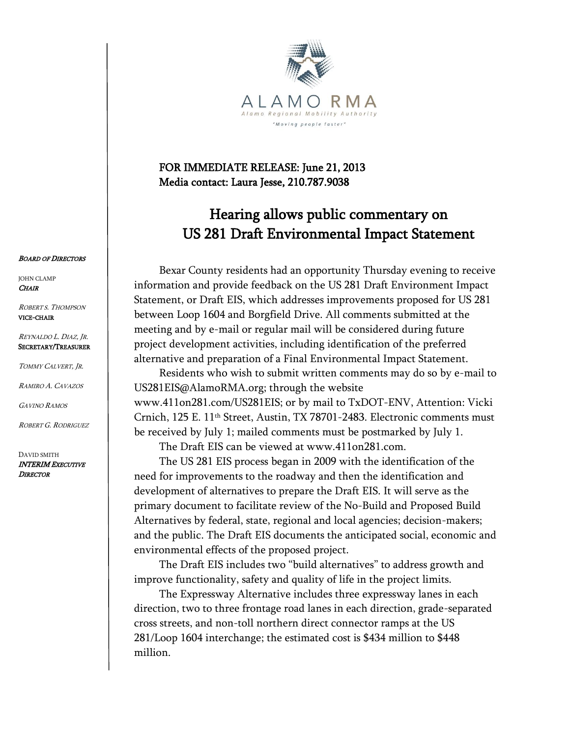ALAMO RMA

Alamo Regional Mobility Authority

"Moving people faster"

**FOR IMMEDIATE RELEASE: June 21, 2013**
**Media contact: Laura Jesse, 210.787.9038**

# Hearing allows public commentary on US 281 Draft Environmental Impact Statement

***BOARD OF DIRECTORS***

JOHN CLAMP
***CHAIR***

*ROBERT S. THOMPSON*
**VICE-CHAIR**

*REYNALDO L. DIAZ, JR.*
**SECRETARY/TREASURER**

*TOMMY CALVERT, JR.*

*RAMIRO A. CAVAZOS*

*GAVINO RAMOS*

*ROBERT G. RODRIGUEZ*

DAVID SMITH
***INTERIM EXECUTIVE DIRECTOR***

Bexar County residents had an opportunity Thursday evening to receive information and provide feedback on the US 281 Draft Environment Impact Statement, or Draft EIS, which addresses improvements proposed for US 281 between Loop 1604 and Borgfield Drive. All comments submitted at the meeting and by e-mail or regular mail will be considered during future project development activities, including identification of the preferred alternative and preparation of a Final Environmental Impact Statement.

Residents who wish to submit written comments may do so by e-mail to US281EIS@AlamoRMA.org; through the website www.411on281.com/US281EIS; or by mail to TxDOT-ENV, Attention: Vicki Crnich, 125 E. 11th Street, Austin, TX 78701-2483. Electronic comments must be received by July 1; mailed comments must be postmarked by July 1.

The Draft EIS can be viewed at www.411on281.com.

The US 281 EIS process began in 2009 with the identification of the need for improvements to the roadway and then the identification and development of alternatives to prepare the Draft EIS. It will serve as the primary document to facilitate review of the No-Build and Proposed Build Alternatives by federal, state, regional and local agencies; decision-makers; and the public. The Draft EIS documents the anticipated social, economic and environmental effects of the proposed project.

The Draft EIS includes two "build alternatives" to address growth and improve functionality, safety and quality of life in the project limits.

The Expressway Alternative includes three expressway lanes in each direction, two to three frontage road lanes in each direction, grade-separated cross streets, and non-toll northern direct connector ramps at the US 281/Loop 1604 interchange; the estimated cost is $434 million to $448 million.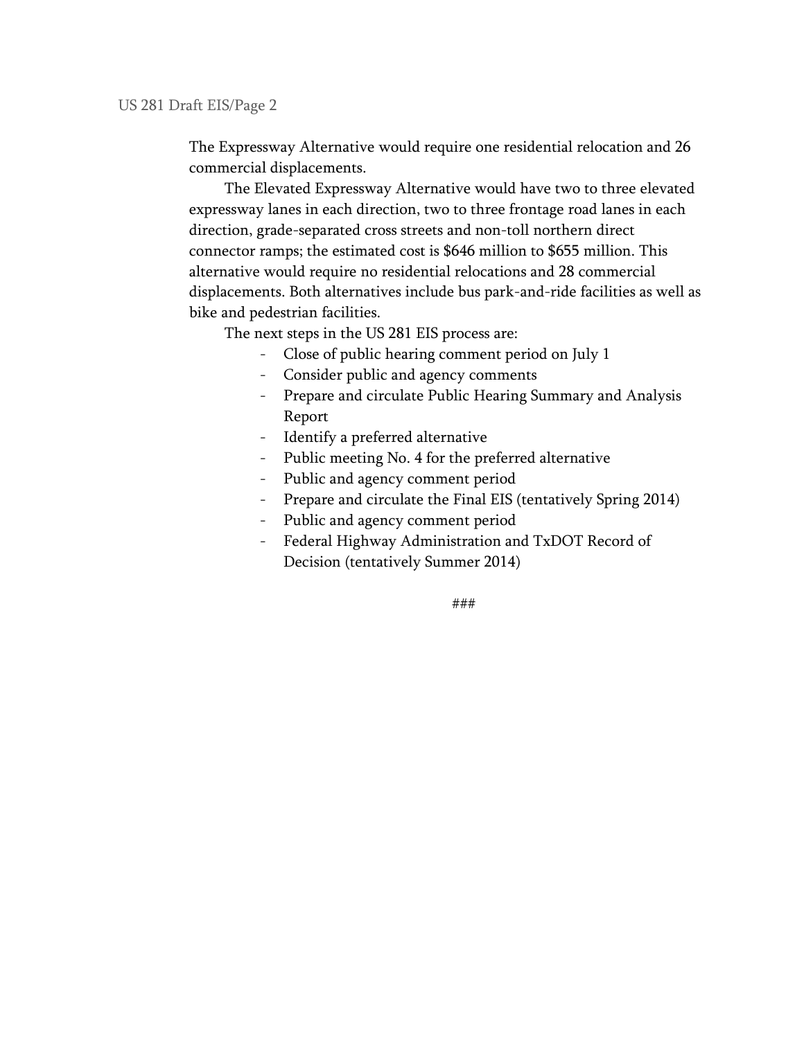The Expressway Alternative would require one residential relocation and 26 commercial displacements.

The Elevated Expressway Alternative would have two to three elevated expressway lanes in each direction, two to three frontage road lanes in each direction, grade-separated cross streets and non-toll northern direct connector ramps; the estimated cost is $646 million to $655 million. This alternative would require no residential relocations and 28 commercial displacements. Both alternatives include bus park-and-ride facilities as well as bike and pedestrian facilities.

The next steps in the US 281 EIS process are:

- Close of public hearing comment period on July 1
- Consider public and agency comments
- Prepare and circulate Public Hearing Summary and Analysis Report
- Identify a preferred alternative
- Public meeting No. 4 for the preferred alternative
- Public and agency comment period
- Prepare and circulate the Final EIS (tentatively Spring 2014)
- Public and agency comment period
- Federal Highway Administration and TxDOT Record of Decision (tentatively Summer 2014)

###